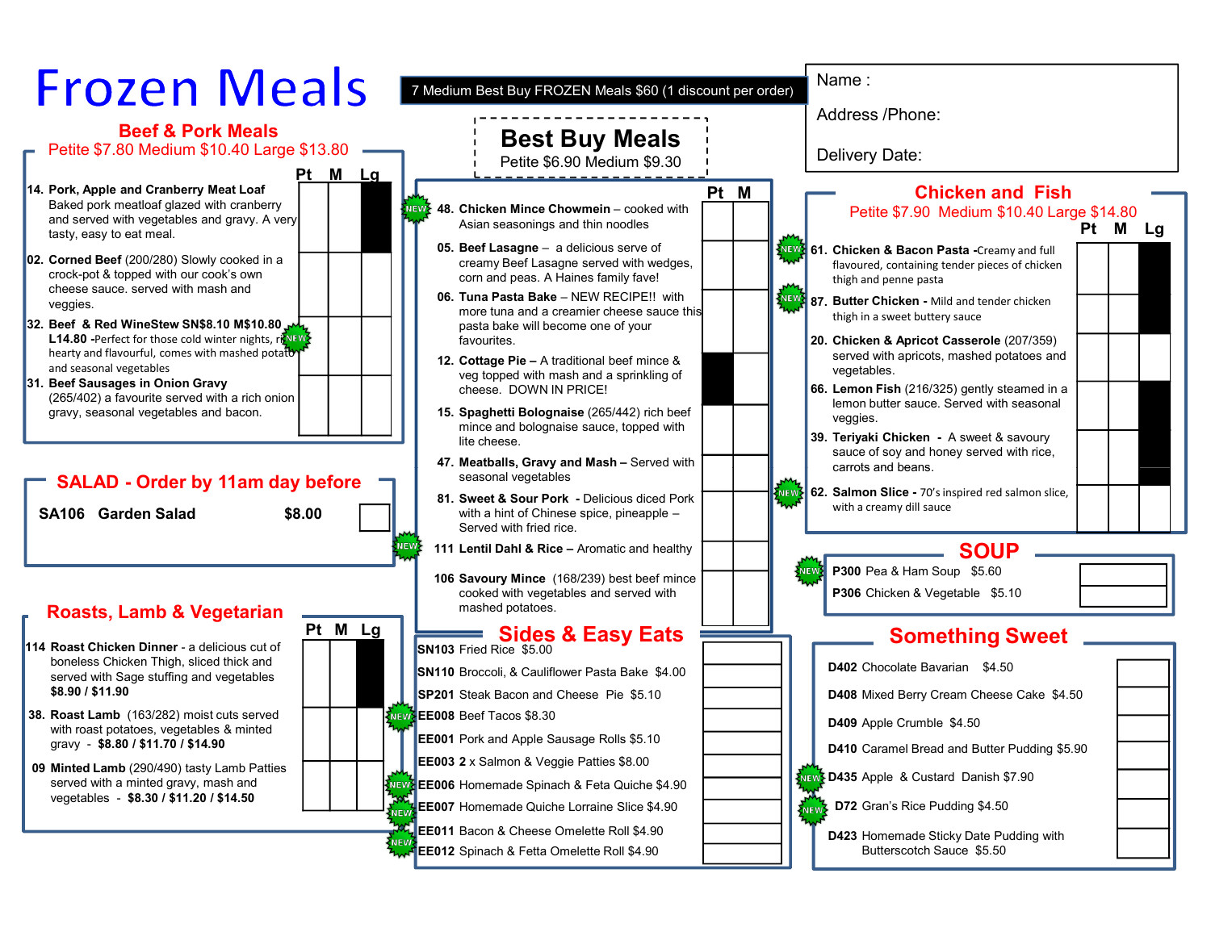# Frozen Meals

7 Medium Best Buy FROZEN Meals $60 (1 discount per order)

Name :

Address /Phone:

Delivery Date:

## Beef & Pork Meals

Petite $7.80 Medium $10.40 Large $13.80

| Item | Pt | M | Lg |
|---|---|---|---|
| **14. Pork, Apple and Cranberry Meat Loaf** Baked pork meatloaf glazed with cranberry and served with vegetables and gravy. A very tasty, easy to eat meal. | | | |
| **02. Corned Beef** (200/280) Slowly cooked in a crock-pot & topped with our cook's own cheese sauce. served with mash and veggies. | | | |
| **32. Beef & Red WineStew SN$8.10 M$10.80 L14.80** -Perfect for those cold winter nights, hearty and flavourful, comes with mashed potato and seasonal vegetables (NEW) | | | |
| **31. Beef Sausages in Onion Gravy** (265/402) a favourite served with a rich onion gravy, seasonal vegetables and bacon. | | | |

## SALAD - Order by 11am day before

| Item | Price | |
|---|---|---|
| SA106 Garden Salad | $8.00 | |

## Roasts, Lamb & Vegetarian

| Item | Pt | M | Lg |
|---|---|---|---|
| **114 Roast Chicken Dinner** - a delicious cut of boneless Chicken Thigh, sliced thick and served with Sage stuffing and vegetables **$8.90 / $11.90** | | | |
| **38. Roast Lamb** (163/282) moist cuts served with roast potatoes, vegetables & minted gravy - **$8.80 / $11.70 / $14.90** | | | |
| **09 Minted Lamb** (290/490) tasty Lamb Patties served with a minted gravy, mash and vegetables - **$8.30 / $11.20 / $14.50** | | | |

## Best Buy Meals

Petite $6.90 Medium $9.30

| Item | Pt | M |
|---|---|---|
| **48. Chicken Mince Chowmein** – cooked with Asian seasonings and thin noodles (NEW) | | |
| **05. Beef Lasagne** – a delicious serve of creamy Beef Lasagne served with wedges, corn and peas. A Haines family fave! | | |
| **06. Tuna Pasta Bake** – NEW RECIPE!! with more tuna and a creamier cheese sauce this pasta bake will become one of your favourites. | | |
| **12. Cottage Pie** – A traditional beef mince & veg topped with mash and a sprinkling of cheese. DOWN IN PRICE! | | |
| **15. Spaghetti Bolognaise** (265/442) rich beef mince and bolognaise sauce, topped with lite cheese. | | |
| **47. Meatballs, Gravy and Mash** – Served with seasonal vegetables | | |
| **81. Sweet & Sour Pork** - Delicious diced Pork with a hint of Chinese spice, pineapple – Served with fried rice. | | |
| **111 Lentil Dahl & Rice** – Aromatic and healthy (NEW) | | |
| **106 Savoury Mince** (168/239) best beef mince cooked with vegetables and served with mashed potatoes. | | |

## Sides & Easy Eats

| Item | |
|---|---|
| **SN103** Fried Rice $5.00 | |
| **SN110** Broccoli, & Cauliflower Pasta Bake $4.00 | |
| **SP201** Steak Bacon and Cheese Pie $5.10 | |
| **EE008** Beef Tacos $8.30 (NEW) | |
| **EE001** Pork and Apple Sausage Rolls $5.10 | |
| **EE003** 2 x Salmon & Veggie Patties $8.00 | |
| **EE006** Homemade Spinach & Feta Quiche $4.90 (NEW) | |
| **EE007** Homemade Quiche Lorraine Slice $4.90 (NEW) | |
| **EE011** Bacon & Cheese Omelette Roll $4.90 | |
| **EE012** Spinach & Fetta Omelette Roll $4.90 (NEW) | |

## Chicken and Fish

Petite $7.90 Medium $10.40 Large $14.80

| Item | Pt | M | Lg |
|---|---|---|---|
| **61. Chicken & Bacon Pasta** -Creamy and full flavoured, containing tender pieces of chicken thigh and penne pasta (NEW) | | | |
| **87. Butter Chicken** - Mild and tender chicken thigh in a sweet buttery sauce (NEW) | | | |
| **20. Chicken & Apricot Casserole** (207/359) served with apricots, mashed potatoes and vegetables. | | | |
| **66. Lemon Fish** (216/325) gently steamed in a lemon butter sauce. Served with seasonal veggies. | | | |
| **39. Teriyaki Chicken** - A sweet & savoury sauce of soy and honey served with rice, carrots and beans. | | | |
| **62. Salmon Slice** - 70's inspired red salmon slice, with a creamy dill sauce (NEW) | | | |

## SOUP

| Item | |
|---|---|
| **P300** Pea & Ham Soup $5.60 (NEW) | |
| **P306** Chicken & Vegetable $5.10 | |

## Something Sweet

| Item | |
|---|---|
| **D402** Chocolate Bavarian $4.50 | |
| **D408** Mixed Berry Cream Cheese Cake $4.50 | |
| **D409** Apple Crumble $4.50 | |
| **D410** Caramel Bread and Butter Pudding $5.90 | |
| **D435** Apple & Custard Danish $7.90 (NEW) | |
| **D72** Gran's Rice Pudding $4.50 (NEW) | |
| **D423** Homemade Sticky Date Pudding with Butterscotch Sauce $5.50 | |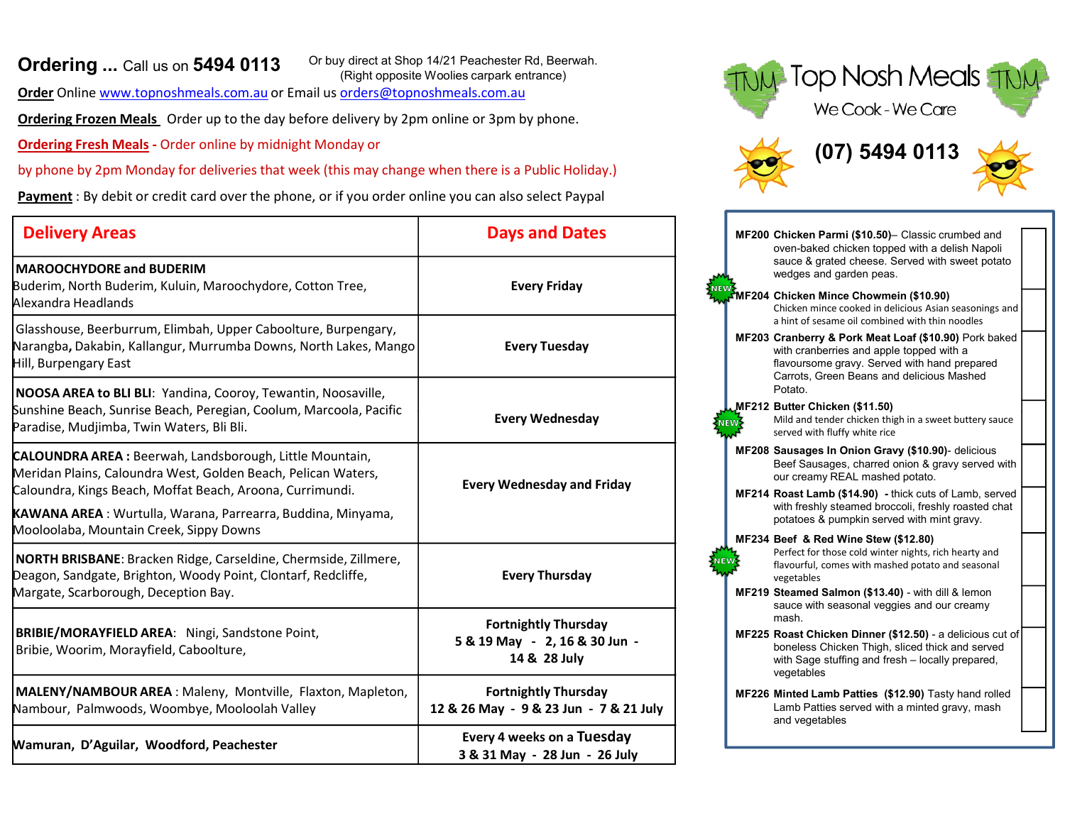**Ordering ...** Call us on **5494 0113** Or buy direct at Shop 14/21 Peachester Rd, Beerwah. (Right opposite Woolies carpark entrance)

**Order** Online www.topnoshmeals.com.au or Email us orders@topnoshmeals.com.au

**Ordering Frozen Meals** Order up to the day before delivery by 2pm online or 3pm by phone.

**Ordering Fresh Meals** - Order online by midnight Monday or by phone by 2pm Monday for deliveries that week (this may change when there is a Public Holiday.)

**Payment** : By debit or credit card over the phone, or if you order online you can also select Paypal

| Delivery Areas | Days and Dates |
|---|---|
| **MAROOCHYDORE and BUDERIM** Buderim, North Buderim, Kuluin, Maroochydore, Cotton Tree, Alexandra Headlands | **Every Friday** |
| Glasshouse, Beerburrum, Elimbah, Upper Caboolture, Burpengary, Narangba, Dakabin, Kallangur, Murrumba Downs, North Lakes, Mango Hill, Burpengary East | **Every Tuesday** |
| **NOOSA AREA to BLI BLI**: Yandina, Cooroy, Tewantin, Noosaville, Sunshine Beach, Sunrise Beach, Peregian, Coolum, Marcoola, Pacific Paradise, Mudjimba, Twin Waters, Bli Bli. | **Every Wednesday** |
| **CALOUNDRA AREA :** Beerwah, Landsborough, Little Mountain, Meridan Plains, Caloundra West, Golden Beach, Pelican Waters, Caloundra, Kings Beach, Moffat Beach, Aroona, Currimundi. **KAWANA AREA** : Wurtulla, Warana, Parrearra, Buddina, Minyama, Mooloolaba, Mountain Creek, Sippy Downs | **Every Wednesday and Friday** |
| **NORTH BRISBANE**: Bracken Ridge, Carseldine, Chermside, Zillmere, Deagon, Sandgate, Brighton, Woody Point, Clontarf, Redcliffe, Margate, Scarborough, Deception Bay. | **Every Thursday** |
| **BRIBIE/MORAYFIELD AREA**: Ningi, Sandstone Point, Bribie, Woorim, Morayfield, Caboolture, | **Fortnightly Thursday** **5 & 19 May - 2, 16 & 30 Jun - 14 & 28 July** |
| **MALENY/NAMBOUR AREA** : Maleny, Montville, Flaxton, Mapleton, Nambour, Palmwoods, Woombye, Mooloolah Valley | **Fortnightly Thursday** **12 & 26 May - 9 & 23 Jun - 7 & 21 July** |
| **Wamuran, D'Aguilar, Woodford, Peachester** | **Every 4 weeks on a Tuesday** **3 & 31 May - 28 Jun - 26 July** |

# Top Nosh Meals

We Cook - We Care

**(07) 5494 0113**

**MF200 Chicken Parmi ($10.50)**– Classic crumbed and oven-baked chicken topped with a delish Napoli sauce & grated cheese. Served with sweet potato wedges and garden peas.

NEW **MF204 Chicken Mince Chowmein ($10.90)** Chicken mince cooked in delicious Asian seasonings and a hint of sesame oil combined with thin noodles

**MF203 Cranberry & Pork Meat Loaf ($10.90)** Pork baked with cranberries and apple topped with a flavoursome gravy. Served with hand prepared Carrots, Green Beans and delicious Mashed Potato.

NEW **MF212 Butter Chicken ($11.50)** Mild and tender chicken thigh in a sweet buttery sauce served with fluffy white rice

**MF208 Sausages In Onion Gravy ($10.90)**- delicious Beef Sausages, charred onion & gravy served with our creamy REAL mashed potato.

**MF214 Roast Lamb ($14.90)** - thick cuts of Lamb, served with freshly steamed broccoli, freshly roasted chat potatoes & pumpkin served with mint gravy.

NEW **MF234 Beef & Red Wine Stew ($12.80)** Perfect for those cold winter nights, rich hearty and flavourful, comes with mashed potato and seasonal vegetables

**MF219 Steamed Salmon ($13.40)** - with dill & lemon sauce with seasonal veggies and our creamy mash.

**MF225 Roast Chicken Dinner ($12.50)** - a delicious cut of boneless Chicken Thigh, sliced thick and served with Sage stuffing and fresh – locally prepared, vegetables

**MF226 Minted Lamb Patties ($12.90)** Tasty hand rolled Lamb Patties served with a minted gravy, mash and vegetables